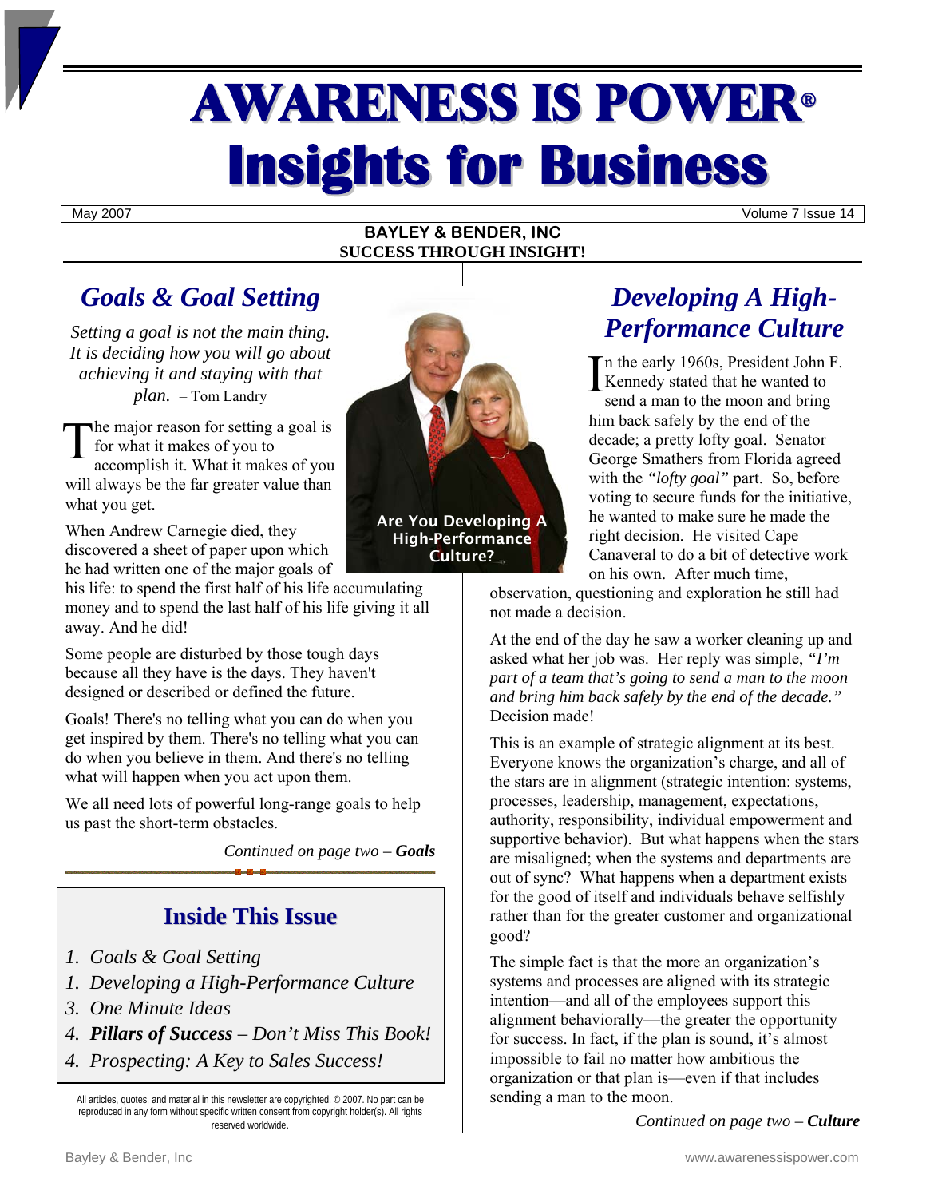# AWARENESS IS POWER®
# Insights for Business

May 2007 Volume 7 Issue 14

**BAYLEY & BENDER, INC**
**SUCCESS THROUGH INSIGHT!**

## Goals & Goal Setting

*Setting a goal is not the main thing. It is deciding how you will go about achieving it and staying with that plan.* – Tom Landry

The major reason for setting a goal is for what it makes of you to accomplish it. What it makes of you will always be the far greater value than what you get.

When Andrew Carnegie died, they discovered a sheet of paper upon which he had written one of the major goals of his life: to spend the first half of his life accumulating money and to spend the last half of his life giving it all away. And he did!

Some people are disturbed by those tough days because all they have is the days. They haven't designed or described or defined the future.

Goals! There's no telling what you can do when you get inspired by them. There's no telling what you can do when you believe in them. And there's no telling what will happen when you act upon them.

We all need lots of powerful long-range goals to help us past the short-term obstacles.

*Continued on page two – **Goals***

Are You Developing A High-Performance Culture?

## Inside This Issue

1. *Goals & Goal Setting*
1. *Developing a High-Performance Culture*
3. *One Minute Ideas*
4. ***Pillars of Success** – Don't Miss This Book!*
4. *Prospecting: A Key to Sales Success!*

All articles, quotes, and material in this newsletter are copyrighted. © 2007. No part can be reproduced in any form without specific written consent from copyright holder(s). All rights reserved worldwide.

## Developing A High-Performance Culture

In the early 1960s, President John F. Kennedy stated that he wanted to send a man to the moon and bring him back safely by the end of the decade; a pretty lofty goal. Senator George Smathers from Florida agreed with the *"lofty goal"* part. So, before voting to secure funds for the initiative, he wanted to make sure he made the right decision. He visited Cape Canaveral to do a bit of detective work on his own. After much time, observation, questioning and exploration he still had not made a decision.

At the end of the day he saw a worker cleaning up and asked what her job was. Her reply was simple, *"I'm part of a team that's going to send a man to the moon and bring him back safely by the end of the decade."* Decision made!

This is an example of strategic alignment at its best. Everyone knows the organization's charge, and all of the stars are in alignment (strategic intention: systems, processes, leadership, management, expectations, authority, responsibility, individual empowerment and supportive behavior). But what happens when the stars are misaligned; when the systems and departments are out of sync? What happens when a department exists for the good of itself and individuals behave selfishly rather than for the greater customer and organizational good?

The simple fact is that the more an organization's systems and processes are aligned with its strategic intention—and all of the employees support this alignment behaviorally—the greater the opportunity for success. In fact, if the plan is sound, it's almost impossible to fail no matter how ambitious the organization or that plan is—even if that includes sending a man to the moon.

*Continued on page two – **Culture***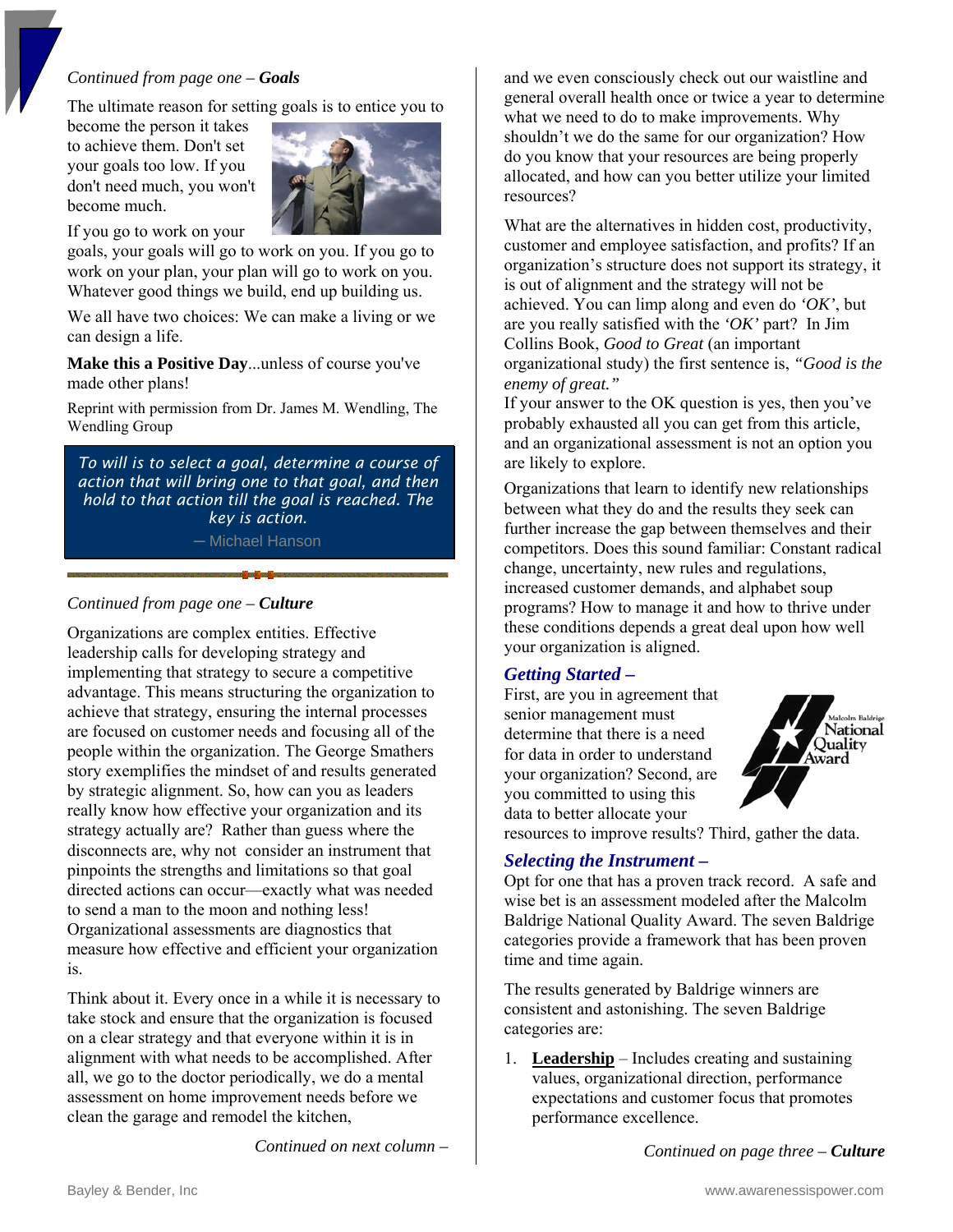*Continued from page one –* ***Goals***

The ultimate reason for setting goals is to entice you to become the person it takes to achieve them. Don't set your goals too low. If you don't need much, you won't become much.

If you go to work on your goals, your goals will go to work on you. If you go to work on your plan, your plan will go to work on you. Whatever good things we build, end up building us.

We all have two choices: We can make a living or we can design a life.

**Make this a Positive Day**...unless of course you've made other plans!

Reprint with permission from Dr. James M. Wendling, The Wendling Group

> *To will is to select a goal, determine a course of action that will bring one to that goal, and then hold to that action till the goal is reached. The key is action.*
>
> — Michael Hanson

*Continued from page one –* ***Culture***

Organizations are complex entities. Effective leadership calls for developing strategy and implementing that strategy to secure a competitive advantage. This means structuring the organization to achieve that strategy, ensuring the internal processes are focused on customer needs and focusing all of the people within the organization. The George Smathers story exemplifies the mindset of and results generated by strategic alignment. So, how can you as leaders really know how effective your organization and its strategy actually are? Rather than guess where the disconnects are, why not consider an instrument that pinpoints the strengths and limitations so that goal directed actions can occur—exactly what was needed to send a man to the moon and nothing less! Organizational assessments are diagnostics that measure how effective and efficient your organization is.

Think about it. Every once in a while it is necessary to take stock and ensure that the organization is focused on a clear strategy and that everyone within it is in alignment with what needs to be accomplished. After all, we go to the doctor periodically, we do a mental assessment on home improvement needs before we clean the garage and remodel the kitchen, and we even consciously check out our waistline and general overall health once or twice a year to determine what we need to do to make improvements. Why shouldn't we do the same for our organization? How do you know that your resources are being properly allocated, and how can you better utilize your limited resources?

What are the alternatives in hidden cost, productivity, customer and employee satisfaction, and profits? If an organization's structure does not support its strategy, it is out of alignment and the strategy will not be achieved. You can limp along and even do *'OK'*, but are you really satisfied with the *'OK'* part? In Jim Collins Book, *Good to Great* (an important organizational study) the first sentence is, *"Good is the enemy of great."*
If your answer to the OK question is yes, then you've probably exhausted all you can get from this article, and an organizational assessment is not an option you are likely to explore.

Organizations that learn to identify new relationships between what they do and the results they seek can further increase the gap between themselves and their competitors. Does this sound familiar: Constant radical change, uncertainty, new rules and regulations, increased customer demands, and alphabet soup programs? How to manage it and how to thrive under these conditions depends a great deal upon how well your organization is aligned.

### *Getting Started –*

First, are you in agreement that senior management must determine that there is a need for data in order to understand your organization? Second, are you committed to using this data to better allocate your resources to improve results? Third, gather the data.

### *Selecting the Instrument –*

Opt for one that has a proven track record. A safe and wise bet is an assessment modeled after the Malcolm Baldrige National Quality Award. The seven Baldrige categories provide a framework that has been proven time and time again.

The results generated by Baldrige winners are consistent and astonishing. The seven Baldrige categories are:

1. **Leadership** – Includes creating and sustaining values, organizational direction, performance expectations and customer focus that promotes performance excellence.

*Continued on page three –* ***Culture***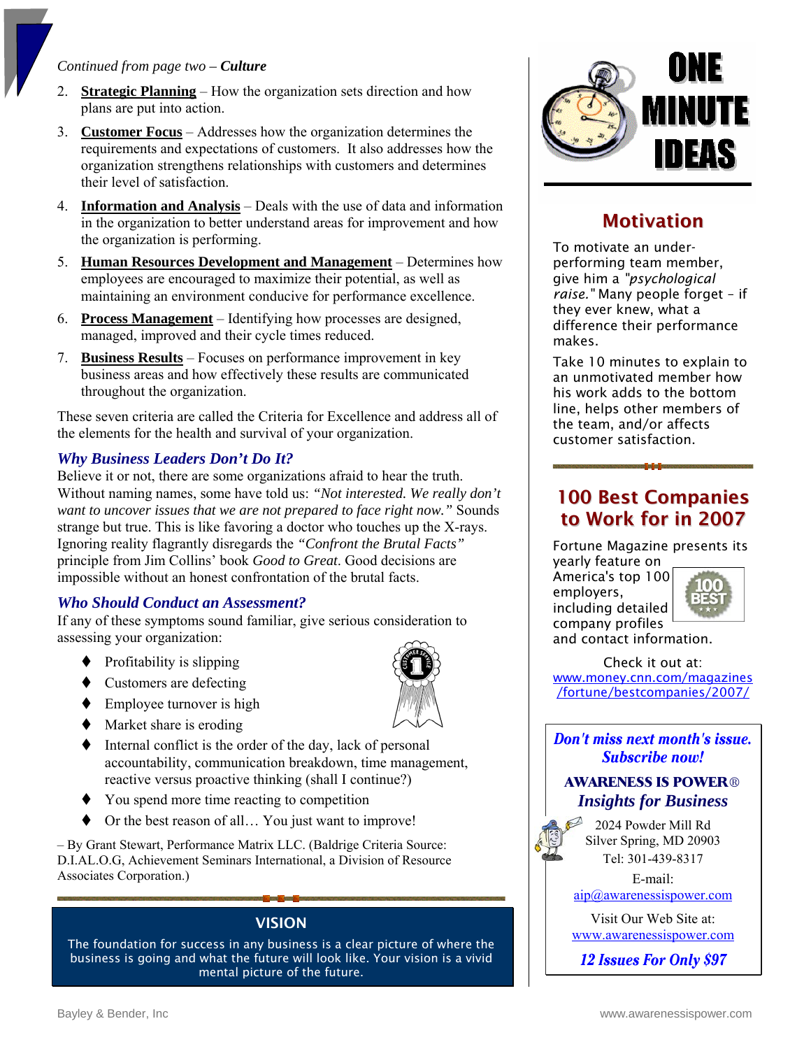*Continued from page two – **Culture***

2. **Strategic Planning** – How the organization sets direction and how plans are put into action.
3. **Customer Focus** – Addresses how the organization determines the requirements and expectations of customers. It also addresses how the organization strengthens relationships with customers and determines their level of satisfaction.
4. **Information and Analysis** – Deals with the use of data and information in the organization to better understand areas for improvement and how the organization is performing.
5. **Human Resources Development and Management** – Determines how employees are encouraged to maximize their potential, as well as maintaining an environment conducive for performance excellence.
6. **Process Management** – Identifying how processes are designed, managed, improved and their cycle times reduced.
7. **Business Results** – Focuses on performance improvement in key business areas and how effectively these results are communicated throughout the organization.

These seven criteria are called the Criteria for Excellence and address all of the elements for the health and survival of your organization.

### *Why Business Leaders Don't Do It?*

Believe it or not, there are some organizations afraid to hear the truth. Without naming names, some have told us: *"Not interested. We really don't want to uncover issues that we are not prepared to face right now."* Sounds strange but true. This is like favoring a doctor who touches up the X-rays. Ignoring reality flagrantly disregards the *"Confront the Brutal Facts"* principle from Jim Collins' book *Good to Great*. Good decisions are impossible without an honest confrontation of the brutal facts.

### *Who Should Conduct an Assessment?*

If any of these symptoms sound familiar, give serious consideration to assessing your organization:

- Profitability is slipping
- Customers are defecting
- Employee turnover is high
- Market share is eroding
- Internal conflict is the order of the day, lack of personal accountability, communication breakdown, time management, reactive versus proactive thinking (shall I continue?)
- You spend more time reacting to competition
- Or the best reason of all… You just want to improve!

– By Grant Stewart, Performance Matrix LLC. (Baldrige Criteria Source: D.I.AL.O.G, Achievement Seminars International, a Division of Resource Associates Corporation.)

## VISION

The foundation for success in any business is a clear picture of where the business is going and what the future will look like. Your vision is a vivid mental picture of the future.

# ONE MINUTE IDEAS

## Motivation

To motivate an under-performing team member, give him a "*psychological raise.*" Many people forget - if they ever knew, what a difference their performance makes.

Take 10 minutes to explain to an unmotivated member how his work adds to the bottom line, helps other members of the team, and/or affects customer satisfaction.

## 100 Best Companies to Work for in 2007

Fortune Magazine presents its yearly feature on America's top 100 employers, including detailed company profiles and contact information.

Check it out at:
www.money.cnn.com/magazines/fortune/bestcompanies/2007/

***Don't miss next month's issue. Subscribe now!***

**AWARENESS IS POWER®**
***Insights for Business***

2024 Powder Mill Rd
Silver Spring, MD 20903
Tel: 301-439-8317

E-mail:
aip@awarenessispower.com

Visit Our Web Site at:
www.awarenessispower.com

***12 Issues For Only $97***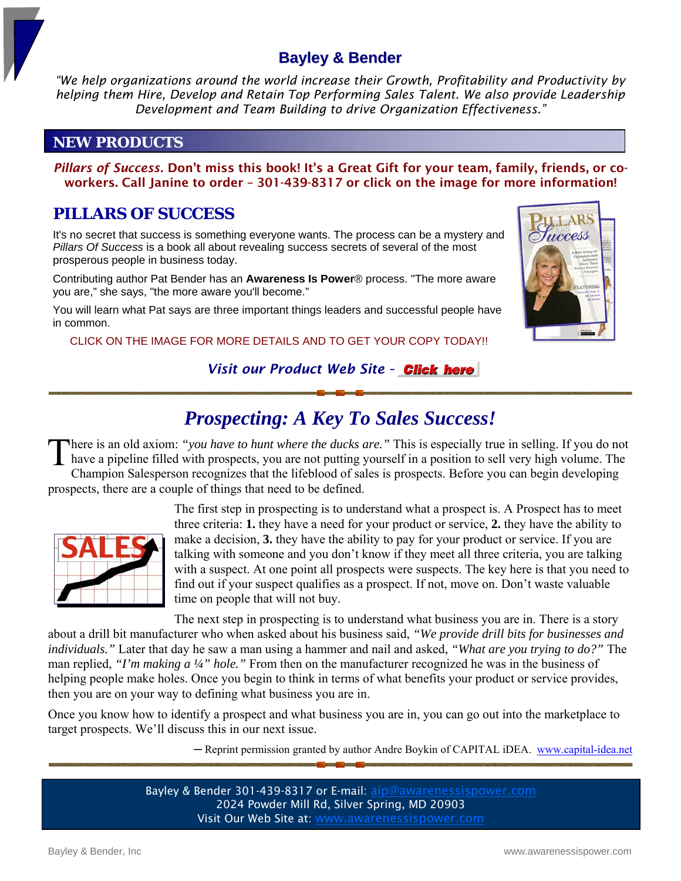## Bayley & Bender

*"We help organizations around the world increase their Growth, Profitability and Productivity by helping them Hire, Develop and Retain Top Performing Sales Talent. We also provide Leadership Development and Team Building to drive Organization Effectiveness."*

## NEW PRODUCTS

***Pillars of Success.*** **Don't miss this book! It's a Great Gift for your team, family, friends, or co-workers. Call Janine to order – 301-439-8317 or click on the image for more information!**

## PILLARS OF SUCCESS

It's no secret that success is something everyone wants. The process can be a mystery and *Pillars Of Success* is a book all about revealing success secrets of several of the most prosperous people in business today.

Contributing author Pat Bender has an **Awareness Is Power**® process. "The more aware you are," she says, "the more aware you'll become."

You will learn what Pat says are three important things leaders and successful people have in common.

CLICK ON THE IMAGE FOR MORE DETAILS AND TO GET YOUR COPY TODAY!!

*Visit our Product Web Site –* **Click here**

## *Prospecting: A Key To Sales Success!*

There is an old axiom: *"you have to hunt where the ducks are."* This is especially true in selling. If you do not have a pipeline filled with prospects, you are not putting yourself in a position to sell very high volume. The Champion Salesperson recognizes that the lifeblood of sales is prospects. Before you can begin developing prospects, there are a couple of things that need to be defined.

The first step in prospecting is to understand what a prospect is. A Prospect has to meet three criteria: **1.** they have a need for your product or service, **2.** they have the ability to make a decision, **3.** they have the ability to pay for your product or service. If you are talking with someone and you don't know if they meet all three criteria, you are talking with a suspect. At one point all prospects were suspects. The key here is that you need to find out if your suspect qualifies as a prospect. If not, move on. Don't waste valuable time on people that will not buy.

The next step in prospecting is to understand what business you are in. There is a story about a drill bit manufacturer who when asked about his business said, *"We provide drill bits for businesses and individuals."* Later that day he saw a man using a hammer and nail and asked, *"What are you trying to do?"* The man replied, *"I'm making a ¼" hole."* From then on the manufacturer recognized he was in the business of helping people make holes. Once you begin to think in terms of what benefits your product or service provides, then you are on your way to defining what business you are in.

Once you know how to identify a prospect and what business you are in, you can go out into the marketplace to target prospects. We'll discuss this in our next issue.

— Reprint permission granted by author Andre Boykin of CAPITAL iDEA. www.capital-idea.net

Bayley & Bender 301-439-8317 or E-mail: aip@awarenessispower.com
2024 Powder Mill Rd, Silver Spring, MD 20903
Visit Our Web Site at: www.awarenessispower.com